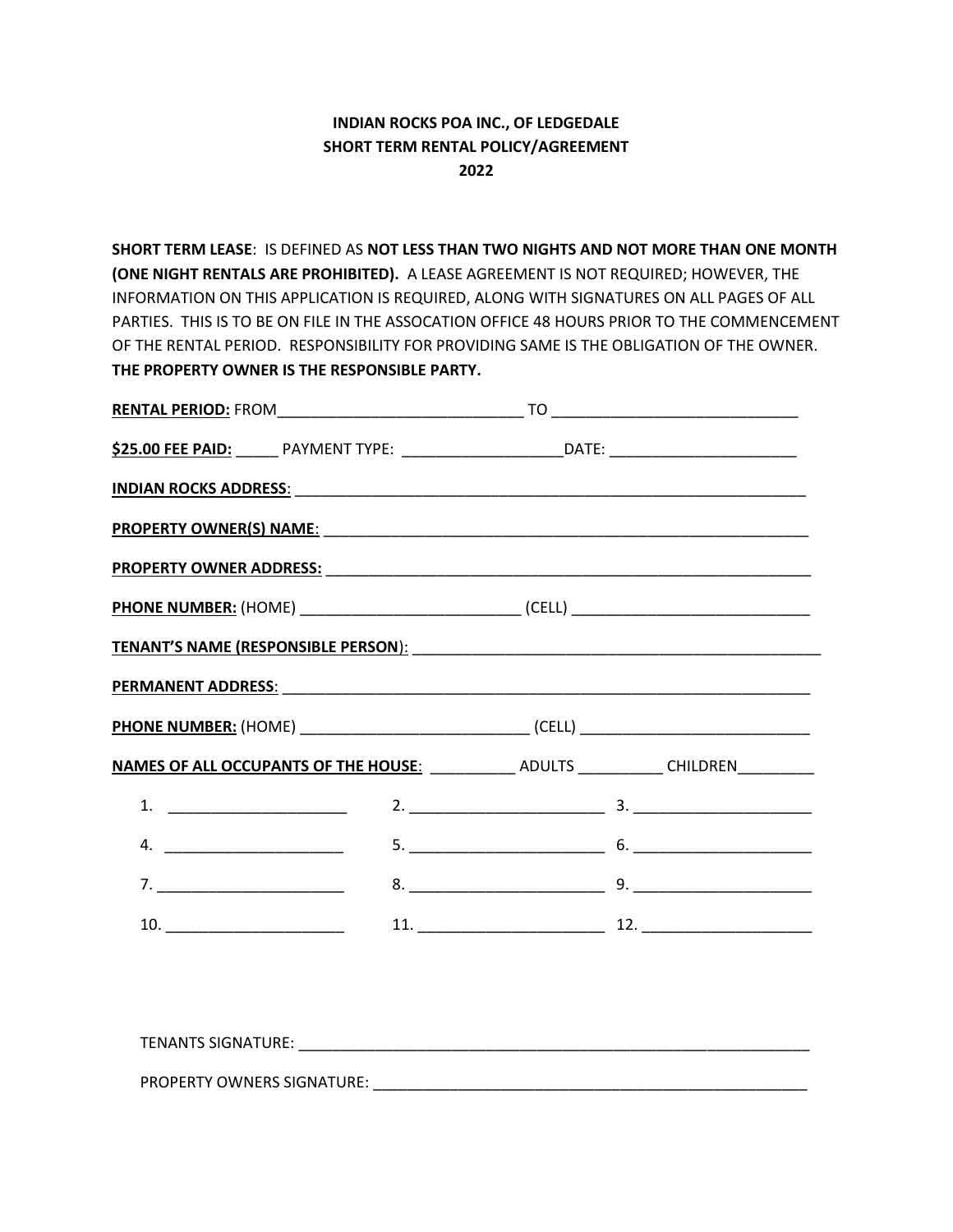**INDIAN ROCKS POA INC., OF LEDGEDALE**
**SHORT TERM RENTAL POLICY/AGREEMENT**
**2022**

**SHORT TERM LEASE**: IS DEFINED AS **NOT LESS THAN TWO NIGHTS AND NOT MORE THAN ONE MONTH (ONE NIGHT RENTALS ARE PROHIBITED).** A LEASE AGREEMENT IS NOT REQUIRED; HOWEVER, THE INFORMATION ON THIS APPLICATION IS REQUIRED, ALONG WITH SIGNATURES ON ALL PAGES OF ALL PARTIES. THIS IS TO BE ON FILE IN THE ASSOCATION OFFICE 48 HOURS PRIOR TO THE COMMENCEMENT OF THE RENTAL PERIOD. RESPONSIBILITY FOR PROVIDING SAME IS THE OBLIGATION OF THE OWNER. **THE PROPERTY OWNER IS THE RESPONSIBLE PARTY.**

**RENTAL PERIOD:** FROM______________________________ TO ______________________________

**$25.00 FEE PAID:** _____ PAYMENT TYPE: ___________________DATE: ______________________

**INDIAN ROCKS ADDRESS**: ______________________________________________________________

**PROPERTY OWNER(S) NAME**: ___________________________________________________________

**PROPERTY OWNER ADDRESS:** ___________________________________________________________

**PHONE NUMBER:** (HOME) _________________________ (CELL) ____________________________

**TENANT'S NAME (RESPONSIBLE PERSON)**: __________________________________________________

**PERMANENT ADDRESS**: ________________________________________________________________

**PHONE NUMBER:** (HOME) ___________________________ (CELL) ___________________________

**NAMES OF ALL OCCUPANTS OF THE HOUSE**: __________ ADULTS __________ CHILDREN_________

1. _____________________ 2. _______________________ 3. _____________________

4. _____________________ 5. _______________________ 6. _____________________

7. _____________________ 8. _______________________ 9. _____________________

10. ____________________ 11. ______________________ 12. ____________________

TENANTS SIGNATURE: ______________________________________________________________

PROPERTY OWNERS SIGNATURE: ____________________________________________________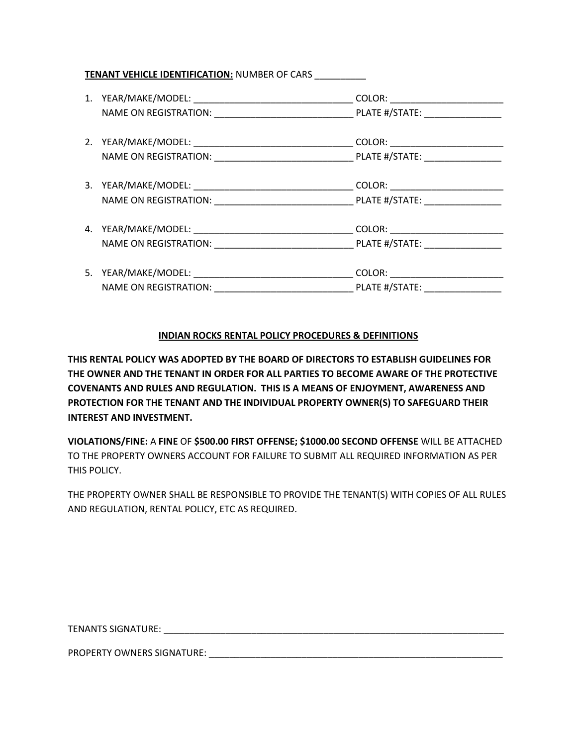**TENANT VEHICLE IDENTIFICATION:** NUMBER OF CARS __________

1. YEAR/MAKE/MODEL: _______________________________ COLOR: ______________________
   NAME ON REGISTRATION: ___________________________ PLATE #/STATE: _______________

2. YEAR/MAKE/MODEL: _______________________________ COLOR: ______________________
   NAME ON REGISTRATION: ___________________________ PLATE #/STATE: _______________

3. YEAR/MAKE/MODEL: _______________________________ COLOR: ______________________
   NAME ON REGISTRATION: ___________________________ PLATE #/STATE: _______________

4. YEAR/MAKE/MODEL: _______________________________ COLOR: ______________________
   NAME ON REGISTRATION: ___________________________ PLATE #/STATE: _______________

5. YEAR/MAKE/MODEL: _______________________________ COLOR: ______________________
   NAME ON REGISTRATION: ___________________________ PLATE #/STATE: _______________

## INDIAN ROCKS RENTAL POLICY PROCEDURES & DEFINITIONS

**THIS RENTAL POLICY WAS ADOPTED BY THE BOARD OF DIRECTORS TO ESTABLISH GUIDELINES FOR THE OWNER AND THE TENANT IN ORDER FOR ALL PARTIES TO BECOME AWARE OF THE PROTECTIVE COVENANTS AND RULES AND REGULATION. THIS IS A MEANS OF ENJOYMENT, AWARENESS AND PROTECTION FOR THE TENANT AND THE INDIVIDUAL PROPERTY OWNER(S) TO SAFEGUARD THEIR INTEREST AND INVESTMENT.**

**VIOLATIONS/FINE:** A **FINE** OF **$500.00 FIRST OFFENSE; $1000.00 SECOND OFFENSE** WILL BE ATTACHED TO THE PROPERTY OWNERS ACCOUNT FOR FAILURE TO SUBMIT ALL REQUIRED INFORMATION AS PER THIS POLICY.

THE PROPERTY OWNER SHALL BE RESPONSIBLE TO PROVIDE THE TENANT(S) WITH COPIES OF ALL RULES AND REGULATION, RENTAL POLICY, ETC AS REQUIRED.

TENANTS SIGNATURE: ______________________________________________________________________

PROPERTY OWNERS SIGNATURE: ____________________________________________________________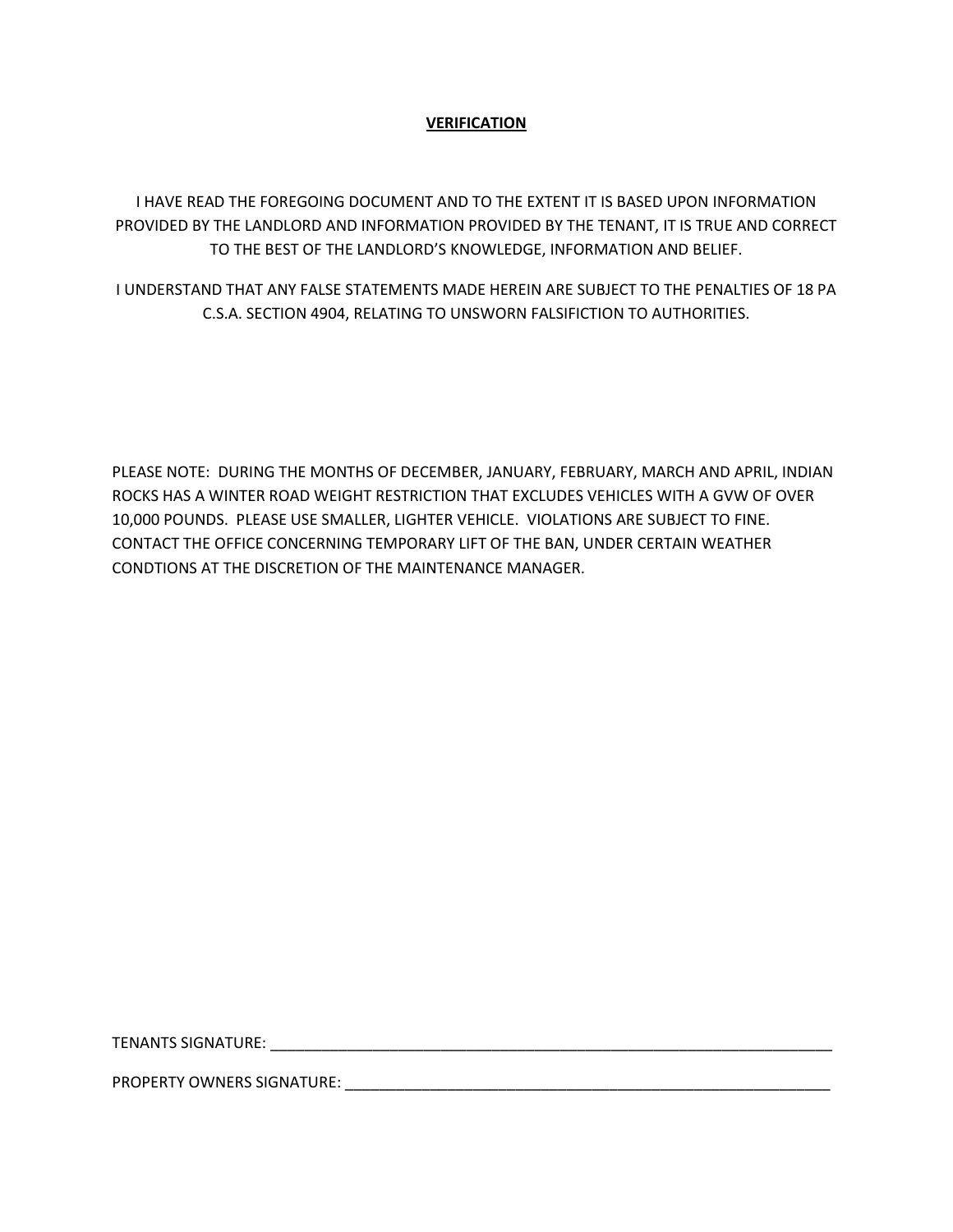**VERIFICATION**

I HAVE READ THE FOREGOING DOCUMENT AND TO THE EXTENT IT IS BASED UPON INFORMATION PROVIDED BY THE LANDLORD AND INFORMATION PROVIDED BY THE TENANT, IT IS TRUE AND CORRECT TO THE BEST OF THE LANDLORD'S KNOWLEDGE, INFORMATION AND BELIEF.

I UNDERSTAND THAT ANY FALSE STATEMENTS MADE HEREIN ARE SUBJECT TO THE PENALTIES OF 18 PA C.S.A. SECTION 4904, RELATING TO UNSWORN FALSIFICTION TO AUTHORITIES.

PLEASE NOTE: DURING THE MONTHS OF DECEMBER, JANUARY, FEBRUARY, MARCH AND APRIL, INDIAN ROCKS HAS A WINTER ROAD WEIGHT RESTRICTION THAT EXCLUDES VEHICLES WITH A GVW OF OVER 10,000 POUNDS. PLEASE USE SMALLER, LIGHTER VEHICLE. VIOLATIONS ARE SUBJECT TO FINE. CONTACT THE OFFICE CONCERNING TEMPORARY LIFT OF THE BAN, UNDER CERTAIN WEATHER CONDTIONS AT THE DISCRETION OF THE MAINTENANCE MANAGER.

TENANTS SIGNATURE: ______________________________________________________________________

PROPERTY OWNERS SIGNATURE: ____________________________________________________________